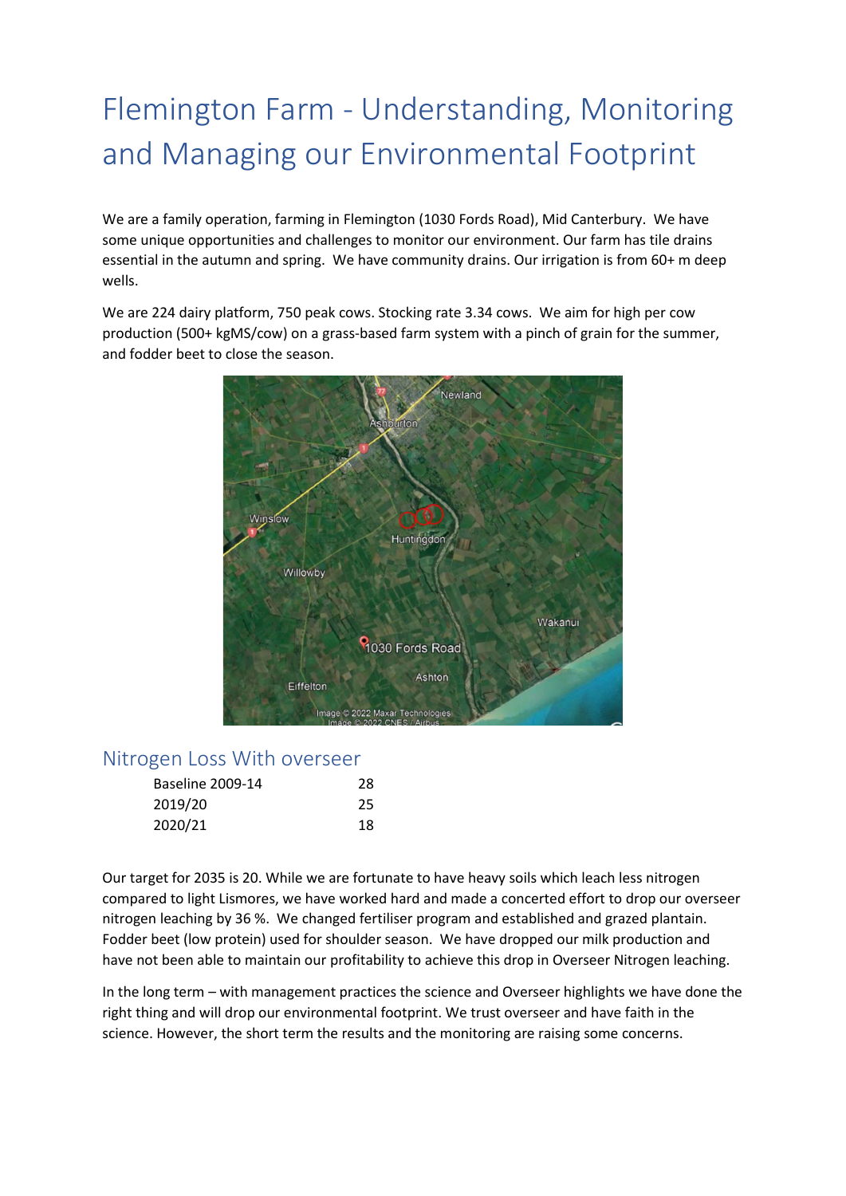# Flemington Farm - Understanding, Monitoring and Managing our Environmental Footprint

We are a family operation, farming in Flemington (1030 Fords Road), Mid Canterbury. We have some unique opportunities and challenges to monitor our environment. Our farm has tile drains essential in the autumn and spring. We have community drains. Our irrigation is from 60+ m deep wells.

We are 224 dairy platform, 750 peak cows. Stocking rate 3.34 cows. We aim for high per cow production (500+ kgMS/cow) on a grass-based farm system with a pinch of grain for the summer, and fodder beet to close the season.

## Nitrogen Loss With overseer

| | |
|---|---|
| Baseline 2009-14 | 28 |
| 2019/20 | 25 |
| 2020/21 | 18 |

Our target for 2035 is 20. While we are fortunate to have heavy soils which leach less nitrogen compared to light Lismores, we have worked hard and made a concerted effort to drop our overseer nitrogen leaching by 36 %. We changed fertiliser program and established and grazed plantain. Fodder beet (low protein) used for shoulder season. We have dropped our milk production and have not been able to maintain our profitability to achieve this drop in Overseer Nitrogen leaching.

In the long term – with management practices the science and Overseer highlights we have done the right thing and will drop our environmental footprint. We trust overseer and have faith in the science. However, the short term the results and the monitoring are raising some concerns.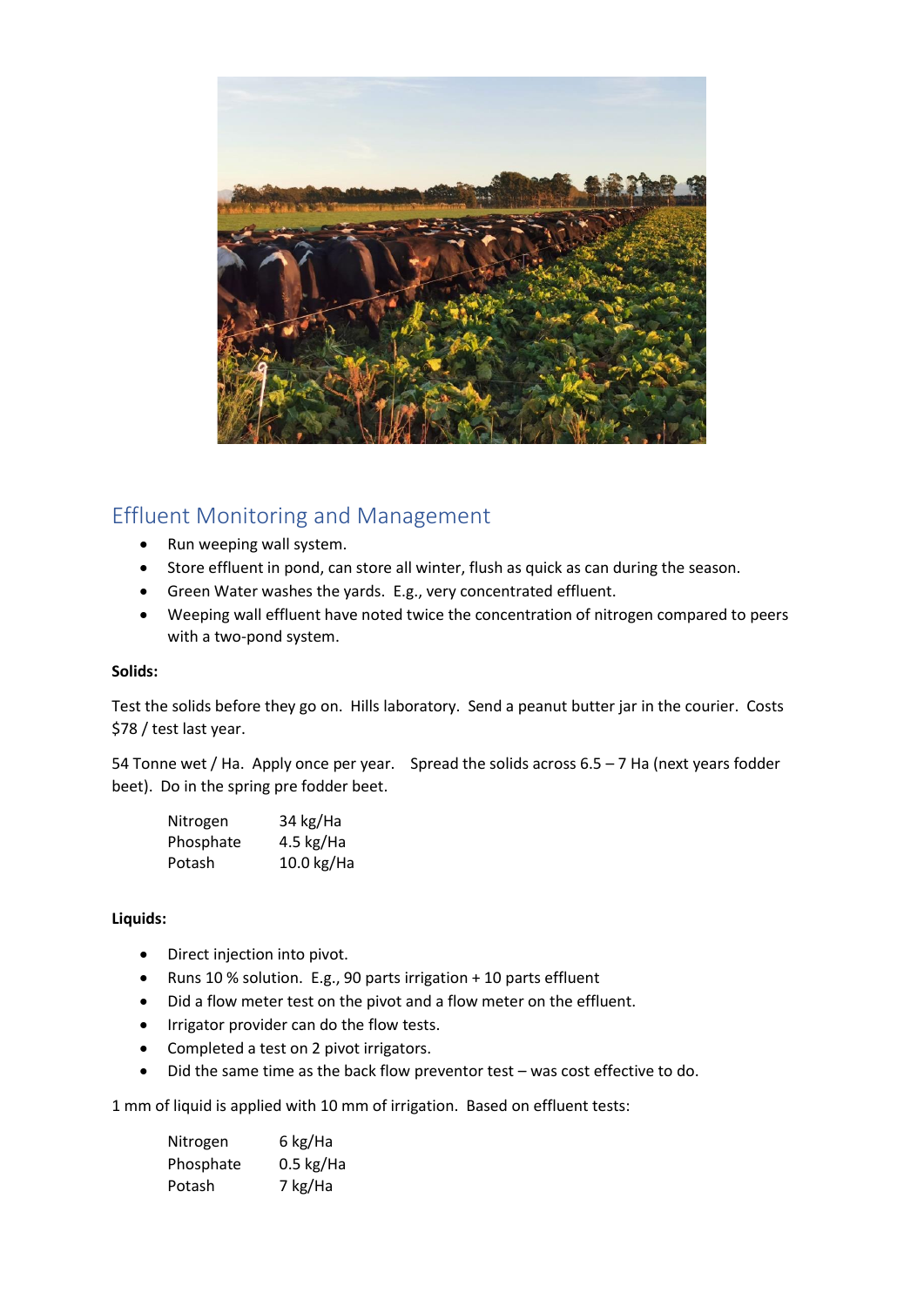## Effluent Monitoring and Management

- Run weeping wall system.
- Store effluent in pond, can store all winter, flush as quick as can during the season.
- Green Water washes the yards. E.g., very concentrated effluent.
- Weeping wall effluent have noted twice the concentration of nitrogen compared to peers with a two-pond system.

**Solids:**

Test the solids before they go on. Hills laboratory. Send a peanut butter jar in the courier. Costs $78 / test last year.

54 Tonne wet / Ha. Apply once per year. Spread the solids across 6.5 – 7 Ha (next years fodder beet). Do in the spring pre fodder beet.

| | |
|---|---|
| Nitrogen | 34 kg/Ha |
| Phosphate | 4.5 kg/Ha |
| Potash | 10.0 kg/Ha |

**Liquids:**

- Direct injection into pivot.
- Runs 10 % solution. E.g., 90 parts irrigation + 10 parts effluent
- Did a flow meter test on the pivot and a flow meter on the effluent.
- Irrigator provider can do the flow tests.
- Completed a test on 2 pivot irrigators.
- Did the same time as the back flow preventor test – was cost effective to do.

1 mm of liquid is applied with 10 mm of irrigation. Based on effluent tests:

| | |
|---|---|
| Nitrogen | 6 kg/Ha |
| Phosphate | 0.5 kg/Ha |
| Potash | 7 kg/Ha |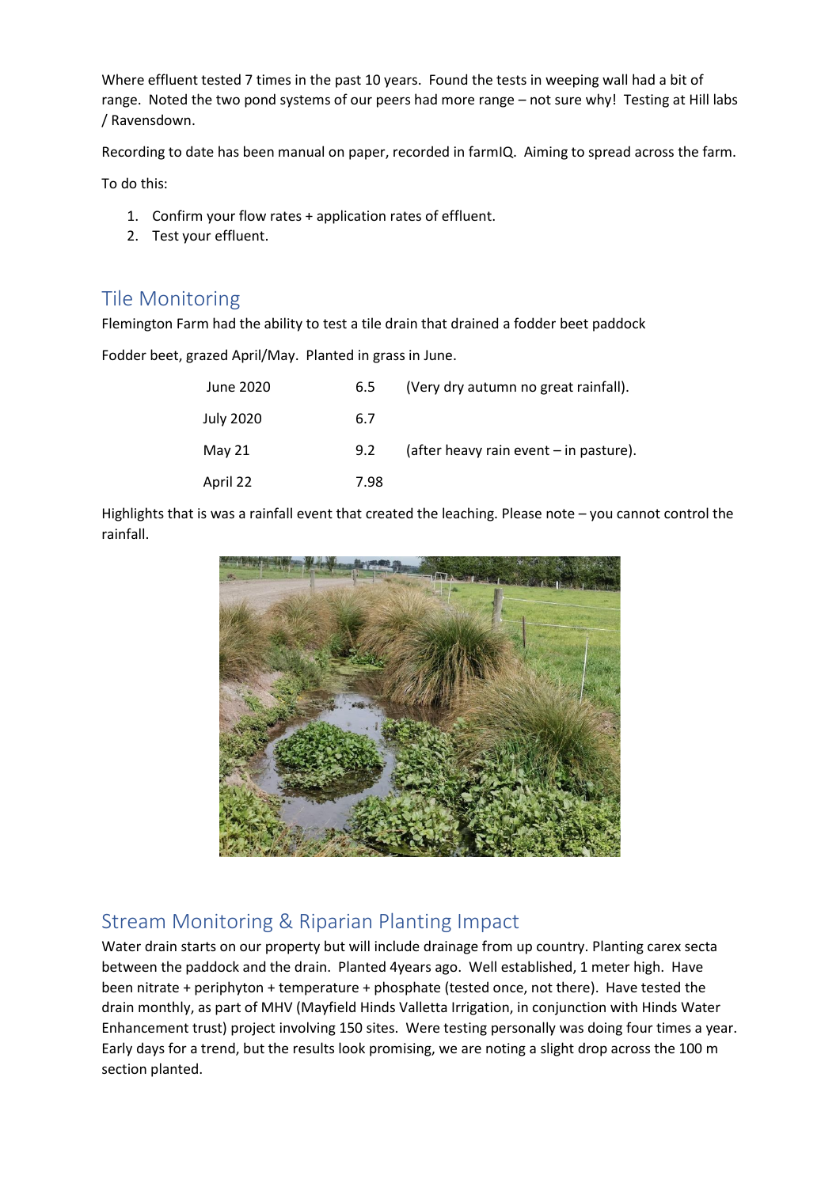Where effluent tested 7 times in the past 10 years. Found the tests in weeping wall had a bit of range. Noted the two pond systems of our peers had more range – not sure why! Testing at Hill labs / Ravensdown.

Recording to date has been manual on paper, recorded in farmIQ. Aiming to spread across the farm.

To do this:

1. Confirm your flow rates + application rates of effluent.
2. Test your effluent.

## Tile Monitoring

Flemington Farm had the ability to test a tile drain that drained a fodder beet paddock

Fodder beet, grazed April/May. Planted in grass in June.

| | | |
|---|---|---|
| June 2020 | 6.5 | (Very dry autumn no great rainfall). |
| July 2020 | 6.7 | |
| May 21 | 9.2 | (after heavy rain event – in pasture). |
| April 22 | 7.98 | |

Highlights that is was a rainfall event that created the leaching. Please note – you cannot control the rainfall.

## Stream Monitoring & Riparian Planting Impact

Water drain starts on our property but will include drainage from up country. Planting carex secta between the paddock and the drain. Planted 4years ago. Well established, 1 meter high. Have been nitrate + periphyton + temperature + phosphate (tested once, not there). Have tested the drain monthly, as part of MHV (Mayfield Hinds Valletta Irrigation, in conjunction with Hinds Water Enhancement trust) project involving 150 sites. Were testing personally was doing four times a year. Early days for a trend, but the results look promising, we are noting a slight drop across the 100 m section planted.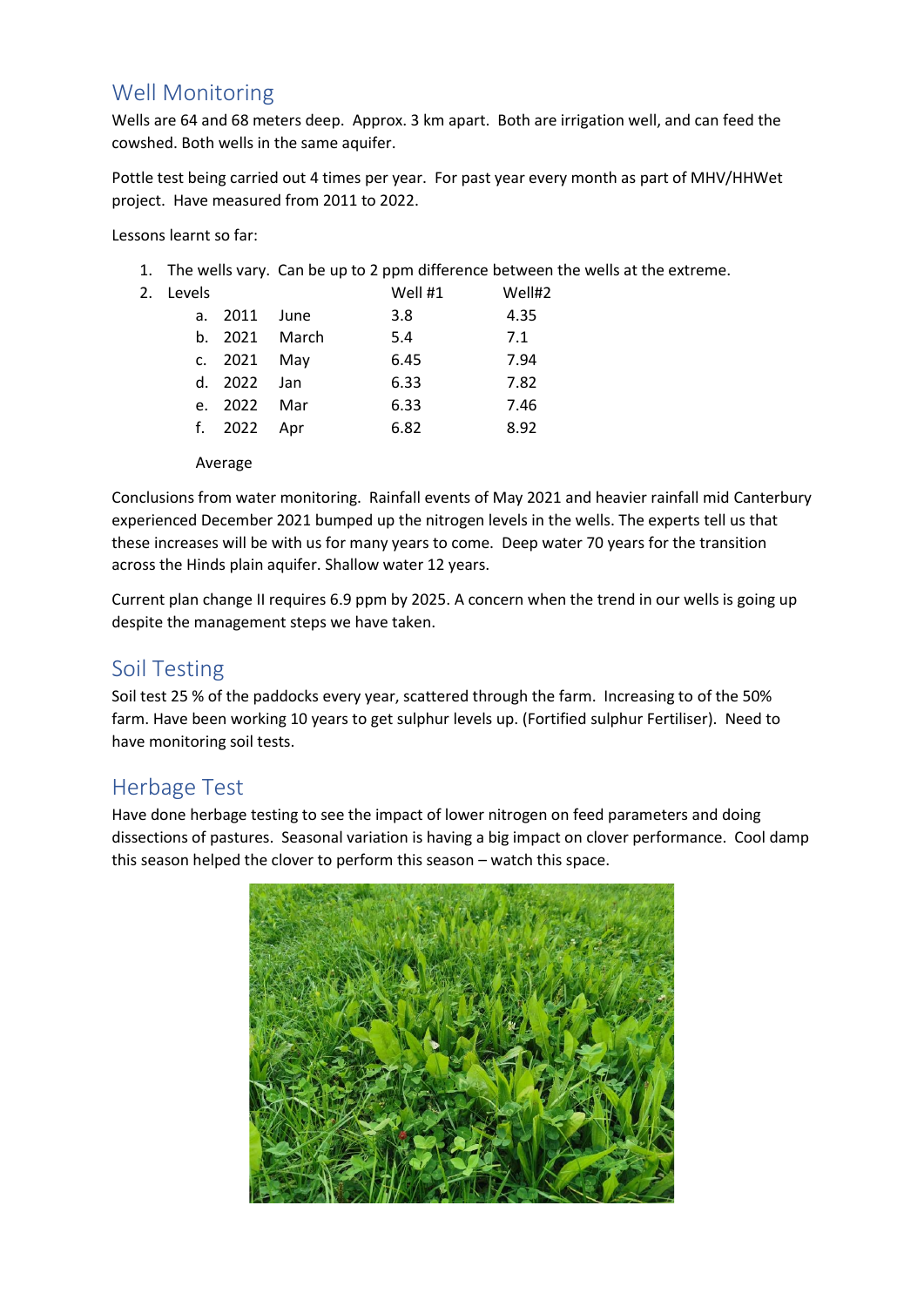## Well Monitoring

Wells are 64 and 68 meters deep. Approx. 3 km apart. Both are irrigation well, and can feed the cowshed. Both wells in the same aquifer.

Pottle test being carried out 4 times per year. For past year every month as part of MHV/HHWet project. Have measured from 2011 to 2022.

Lessons learnt so far:

1. The wells vary. Can be up to 2 ppm difference between the wells at the extreme.
2. Levels

| | | | Well #1 | Well#2 |
|---|---|---|---|---|
| a. | 2011 | June | 3.8 | 4.35 |
| b. | 2021 | March | 5.4 | 7.1 |
| c. | 2021 | May | 6.45 | 7.94 |
| d. | 2022 | Jan | 6.33 | 7.82 |
| e. | 2022 | Mar | 6.33 | 7.46 |
| f. | 2022 | Apr | 6.82 | 8.92 |
| | Average | | | |

Conclusions from water monitoring. Rainfall events of May 2021 and heavier rainfall mid Canterbury experienced December 2021 bumped up the nitrogen levels in the wells. The experts tell us that these increases will be with us for many years to come. Deep water 70 years for the transition across the Hinds plain aquifer. Shallow water 12 years.

Current plan change II requires 6.9 ppm by 2025. A concern when the trend in our wells is going up despite the management steps we have taken.

## Soil Testing

Soil test 25 % of the paddocks every year, scattered through the farm. Increasing to of the 50% farm. Have been working 10 years to get sulphur levels up. (Fortified sulphur Fertiliser). Need to have monitoring soil tests.

## Herbage Test

Have done herbage testing to see the impact of lower nitrogen on feed parameters and doing dissections of pastures. Seasonal variation is having a big impact on clover performance. Cool damp this season helped the clover to perform this season – watch this space.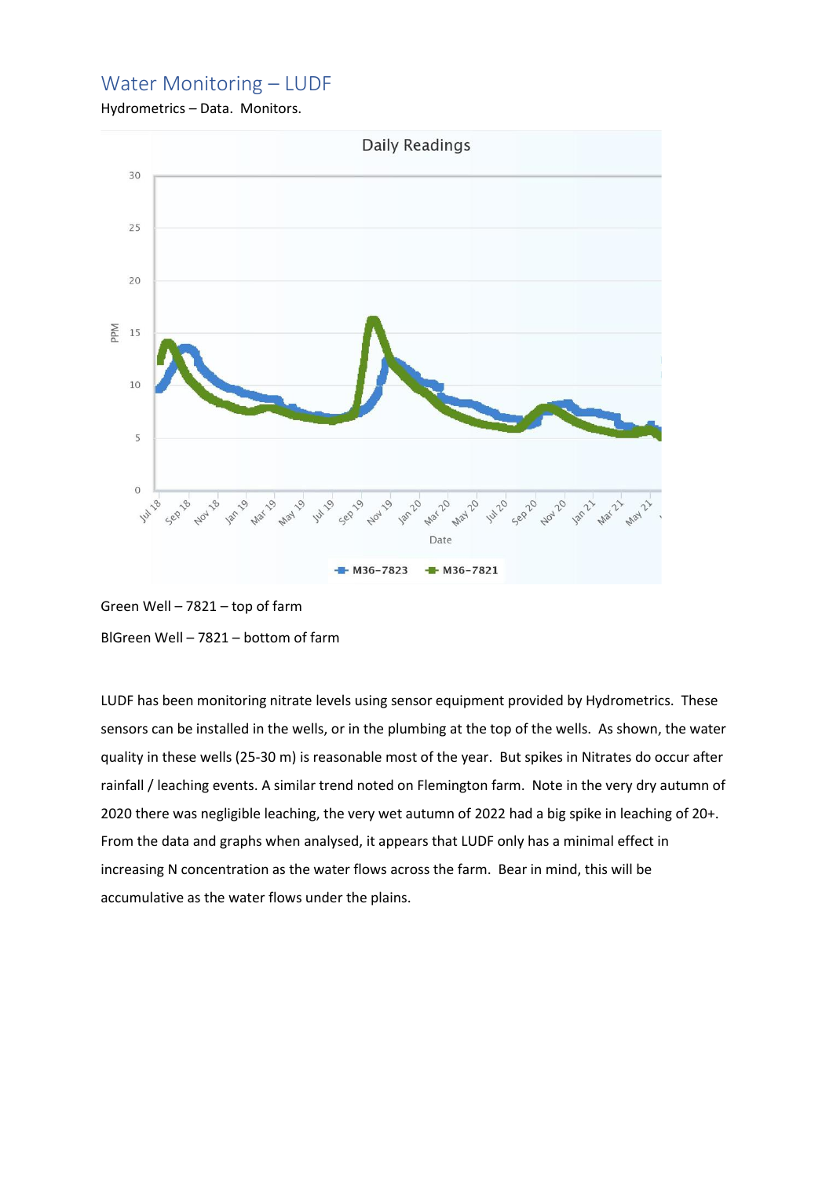# Water Monitoring – LUDF

Hydrometrics – Data. Monitors.

Daily Readings

PPM

30
25
20
15
10
5
0

Jul 18
Sep 18
Nov 18
Jan 19
Mar 19
May 19
Jul 19
Sep 19
Nov 19
Jan 20
Mar 20
May 20
Jul 20
Sep 20
Nov 20
Jan 21
Mar 21
May 21

Date

M36-7823
M36-7821

Green Well – 7821 – top of farm

BlGreen Well – 7821 – bottom of farm

LUDF has been monitoring nitrate levels using sensor equipment provided by Hydrometrics. These sensors can be installed in the wells, or in the plumbing at the top of the wells. As shown, the water quality in these wells (25-30 m) is reasonable most of the year. But spikes in Nitrates do occur after rainfall / leaching events. A similar trend noted on Flemington farm. Note in the very dry autumn of 2020 there was negligible leaching, the very wet autumn of 2022 had a big spike in leaching of 20+. From the data and graphs when analysed, it appears that LUDF only has a minimal effect in increasing N concentration as the water flows across the farm. Bear in mind, this will be accumulative as the water flows under the plains.